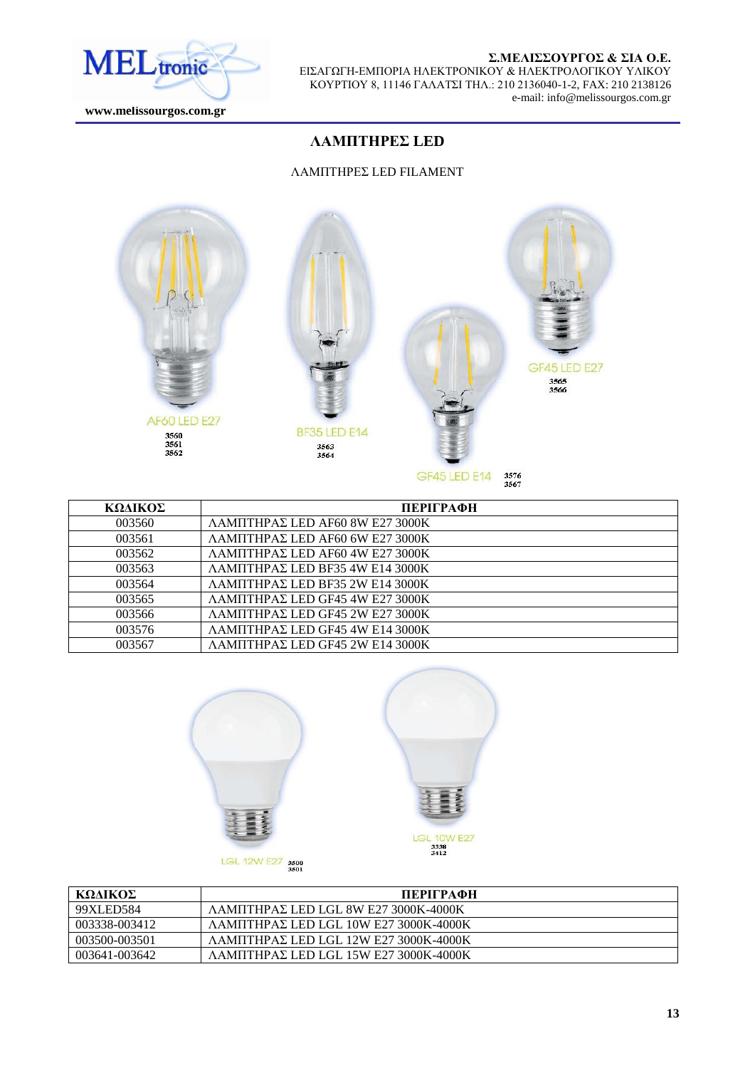**Σ.ΜΕΛΙΣΣΟΥΡΓΟΣ & ΣΙΑ Ο.Ε.**
ΕΙΣΑΓΩΓΗ-ΕΜΠΟΡΙΑ ΗΛΕΚΤΡΟΝΙΚΟΥ & ΗΛΕΚΤΡΟΛΟΓΙΚΟΥ ΥΛΙΚΟΥ
ΚΟΥΡΤΙΟΥ 8, 11146 ΓΑΛΑΤΣΙ ΤΗΛ.: 210 2136040-1-2, FAX: 210 2138126
e-mail: info@melissourgos.com.gr

**www.melissourgos.com.gr**

# ΛΑΜΠΤΗΡΕΣ LED

## ΛΑΜΠΤΗΡΕΣ LED FILAMENT

AF60 LED E27 3560 3561 3562

BF35 LED E14 3563 3564

GF45 LED E27 3565 3566

GF45 LED E14 3576 3567

| ΚΩΔΙΚΟΣ | ΠΕΡΙΓΡΑΦΗ |
|---|---|
| 003560 | ΛΑΜΠΤΗΡΑΣ LED AF60 8W E27 3000K |
| 003561 | ΛΑΜΠΤΗΡΑΣ LED AF60 6W E27 3000K |
| 003562 | ΛΑΜΠΤΗΡΑΣ LED AF60 4W E27 3000K |
| 003563 | ΛΑΜΠΤΗΡΑΣ LED BF35 4W E14 3000K |
| 003564 | ΛΑΜΠΤΗΡΑΣ LED BF35 2W E14 3000K |
| 003565 | ΛΑΜΠΤΗΡΑΣ LED GF45 4W E27 3000K |
| 003566 | ΛΑΜΠΤΗΡΑΣ LED GF45 2W E27 3000K |
| 003576 | ΛΑΜΠΤΗΡΑΣ LED GF45 4W E14 3000K |
| 003567 | ΛΑΜΠΤΗΡΑΣ LED GF45 2W E14 3000K |

LGL 12W E27 3500 3501

LGL 10W E27 3338 3412

| ΚΩΔΙΚΟΣ | ΠΕΡΙΓΡΑΦΗ |
|---|---|
| 99XLED584 | ΛΑΜΠΤΗΡΑΣ LED LGL 8W E27 3000K-4000K |
| 003338-003412 | ΛΑΜΠΤΗΡΑΣ LED LGL 10W E27 3000K-4000K |
| 003500-003501 | ΛΑΜΠΤΗΡΑΣ LED LGL 12W E27 3000K-4000K |
| 003641-003642 | ΛΑΜΠΤΗΡΑΣ LED LGL 15W E27 3000K-4000K |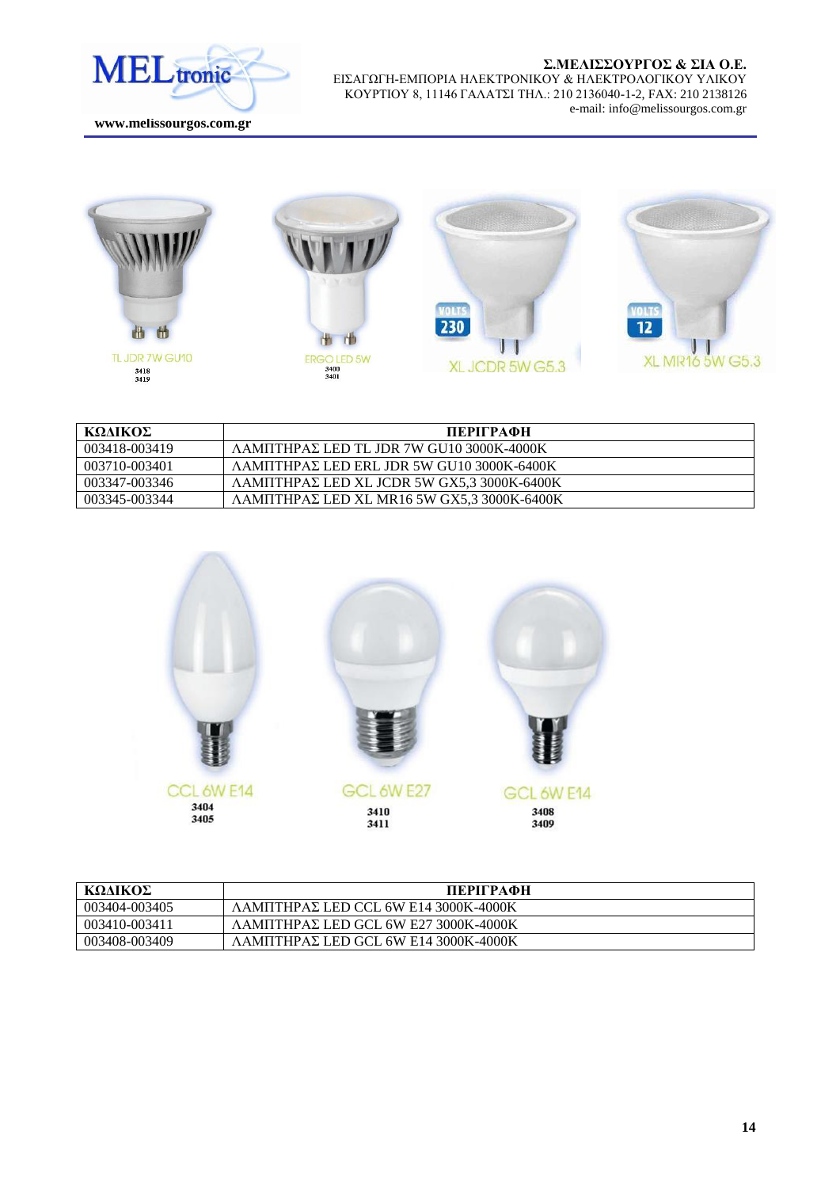**Σ.ΜΕΛΙΣΣΟΥΡΓΟΣ & ΣΙΑ Ο.Ε.**
ΕΙΣΑΓΩΓΗ-ΕΜΠΟΡΙΑ ΗΛΕΚΤΡΟΝΙΚΟΥ & ΗΛΕΚΤΡΟΛΟΓΙΚΟΥ ΥΛΙΚΟΥ
ΚΟΥΡΤΙΟΥ 8, 11146 ΓΑΛΑΤΣΙ ΤΗΛ.: 210 2136040-1-2, FAX: 210 2138126
e-mail: info@melissourgos.com.gr

**www.melissourgos.com.gr**

TL JDR 7W GU10
3418
3419

ERGO LED 5W
3400
3401

XL JCDR 5W G5.3

XL MR16 5W G5.3

| ΚΩΔΙΚΟΣ | ΠΕΡΙΓΡΑΦΗ |
|---|---|
| 003418-003419 | ΛΑΜΠΤΗΡΑΣ LED TL JDR 7W GU10 3000K-4000K |
| 003710-003401 | ΛΑΜΠΤΗΡΑΣ LED ERL JDR 5W GU10 3000K-6400K |
| 003347-003346 | ΛΑΜΠΤΗΡΑΣ LED XL JCDR 5W GX5,3 3000K-6400K |
| 003345-003344 | ΛΑΜΠΤΗΡΑΣ LED XL MR16 5W GX5,3 3000K-6400K |

CCL 6W E14
3404
3405

GCL 6W E27
3410
3411

GCL 6W E14
3408
3409

| ΚΩΔΙΚΟΣ | ΠΕΡΙΓΡΑΦΗ |
|---|---|
| 003404-003405 | ΛΑΜΠΤΗΡΑΣ LED CCL 6W E14 3000K-4000K |
| 003410-003411 | ΛΑΜΠΤΗΡΑΣ LED GCL 6W E27 3000K-4000K |
| 003408-003409 | ΛΑΜΠΤΗΡΑΣ LED GCL 6W E14 3000K-4000K |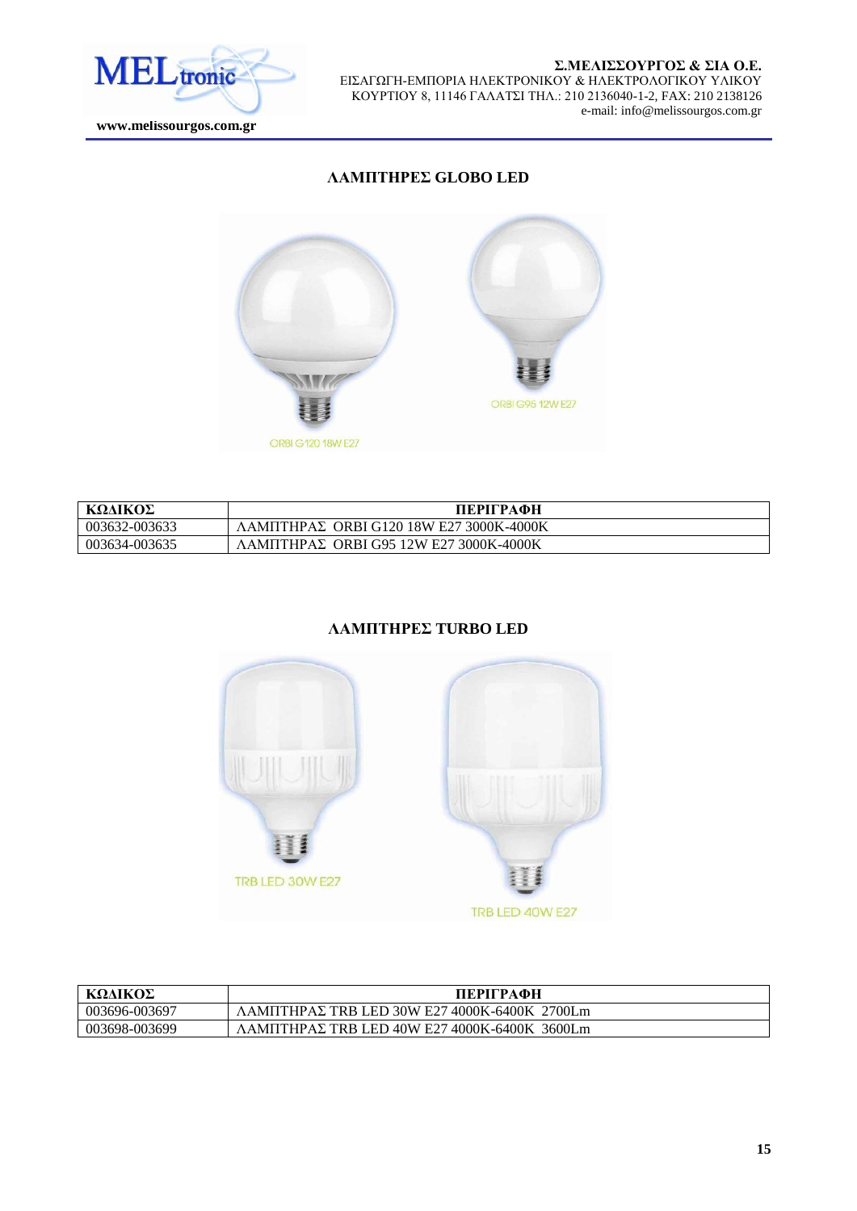## ΛΑΜΠΤΗΡΕΣ GLOBO LED

ORBI G120 18W E27

ORBI G95 12W E27

| ΚΩΔΙΚΟΣ | ΠΕΡΙΓΡΑΦΗ |
|---|---|
| 003632-003633 | ΛΑΜΠΤΗΡΑΣ ORBI G120 18W E27 3000K-4000K |
| 003634-003635 | ΛΑΜΠΤΗΡΑΣ ORBI G95 12W E27 3000K-4000K |

## ΛΑΜΠΤΗΡΕΣ TURBO LED

TRB LED 30W E27

TRB LED 40W E27

| ΚΩΔΙΚΟΣ | ΠΕΡΙΓΡΑΦΗ |
|---|---|
| 003696-003697 | ΛΑΜΠΤΗΡΑΣ TRB LED 30W E27 4000K-6400K 2700Lm |
| 003698-003699 | ΛΑΜΠΤΗΡΑΣ TRB LED 40W E27 4000K-6400K 3600Lm |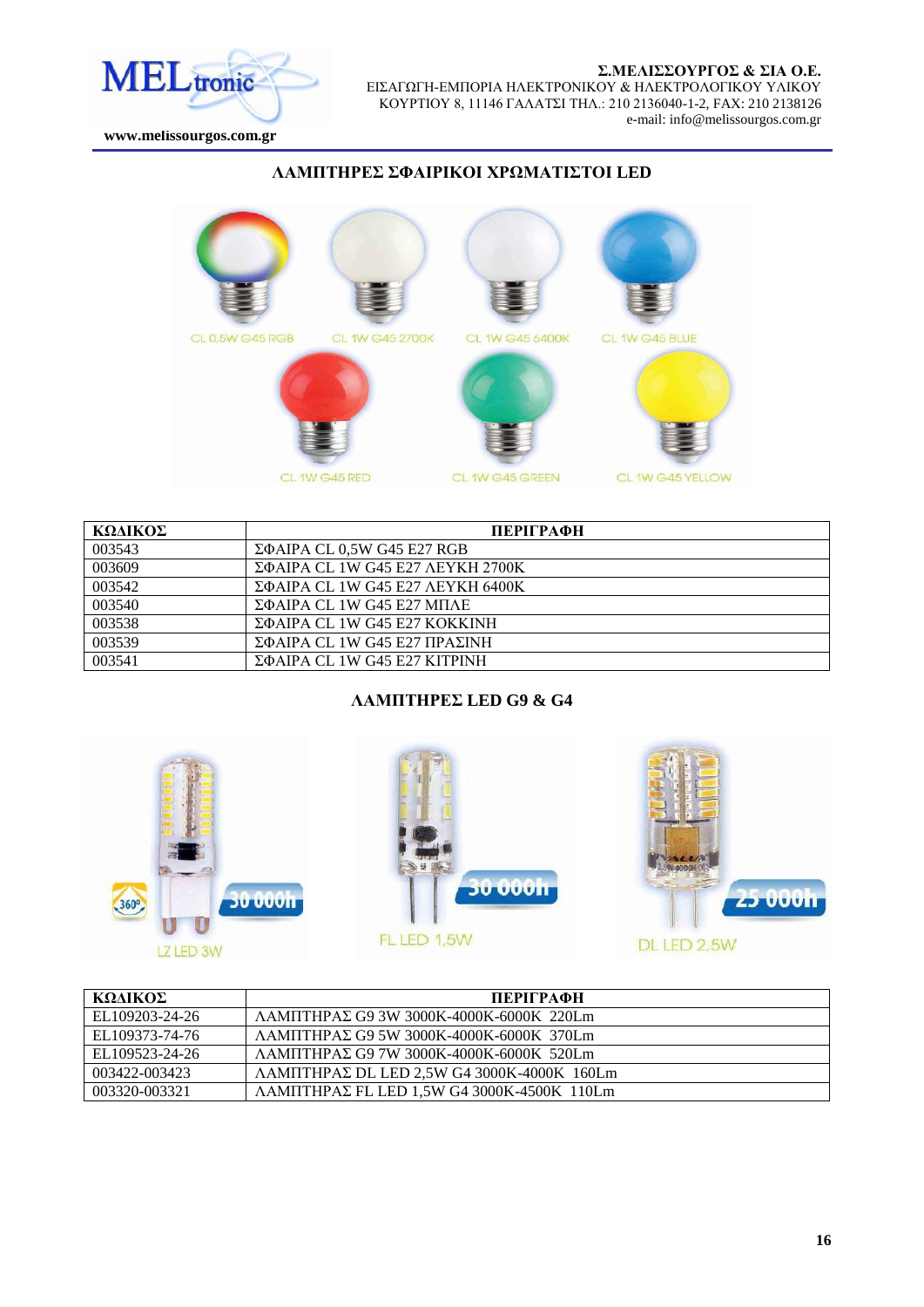## ΛΑΜΠΤΗΡΕΣ ΣΦΑΙΡΙΚΟΙ ΧΡΩΜΑΤΙΣΤΟΙ LED

CL 0,5W G45 RGB　CL 1W G45 2700K　CL 1W G45 6400K　CL 1W G45 BLUE

CL 1W G45 RED　CL 1W G45 GREEN　CL 1W G45 YELLOW

| ΚΩΔΙΚΟΣ | ΠΕΡΙΓΡΑΦΗ |
|---|---|
| 003543 | ΣΦΑΙΡΑ CL 0,5W G45 E27 RGB |
| 003609 | ΣΦΑΙΡΑ CL 1W G45 E27 ΛΕΥΚΗ 2700K |
| 003542 | ΣΦΑΙΡΑ CL 1W G45 E27 ΛΕΥΚΗ 6400K |
| 003540 | ΣΦΑΙΡΑ CL 1W G45 E27 ΜΠΛΕ |
| 003538 | ΣΦΑΙΡΑ CL 1W G45 E27 ΚΟΚΚΙΝΗ |
| 003539 | ΣΦΑΙΡΑ CL 1W G45 E27 ΠΡΑΣΙΝΗ |
| 003541 | ΣΦΑΙΡΑ CL 1W G45 E27 ΚΙΤΡΙΝΗ |

## ΛΑΜΠΤΗΡΕΣ LED G9 & G4

360° 30 000h LZ LED 3W　30 000h FL LED 1,5W　25 000h DL LED 2,5W

| ΚΩΔΙΚΟΣ | ΠΕΡΙΓΡΑΦΗ |
|---|---|
| EL109203-24-26 | ΛΑΜΠΤΗΡΑΣ G9 3W 3000K-4000K-6000K 220Lm |
| EL109373-74-76 | ΛΑΜΠΤΗΡΑΣ G9 5W 3000K-4000K-6000K 370Lm |
| EL109523-24-26 | ΛΑΜΠΤΗΡΑΣ G9 7W 3000K-4000K-6000K 520Lm |
| 003422-003423 | ΛΑΜΠΤΗΡΑΣ DL LED 2,5W G4 3000K-4000K 160Lm |
| 003320-003321 | ΛΑΜΠΤΗΡΑΣ FL LED 1,5W G4 3000K-4500K 110Lm |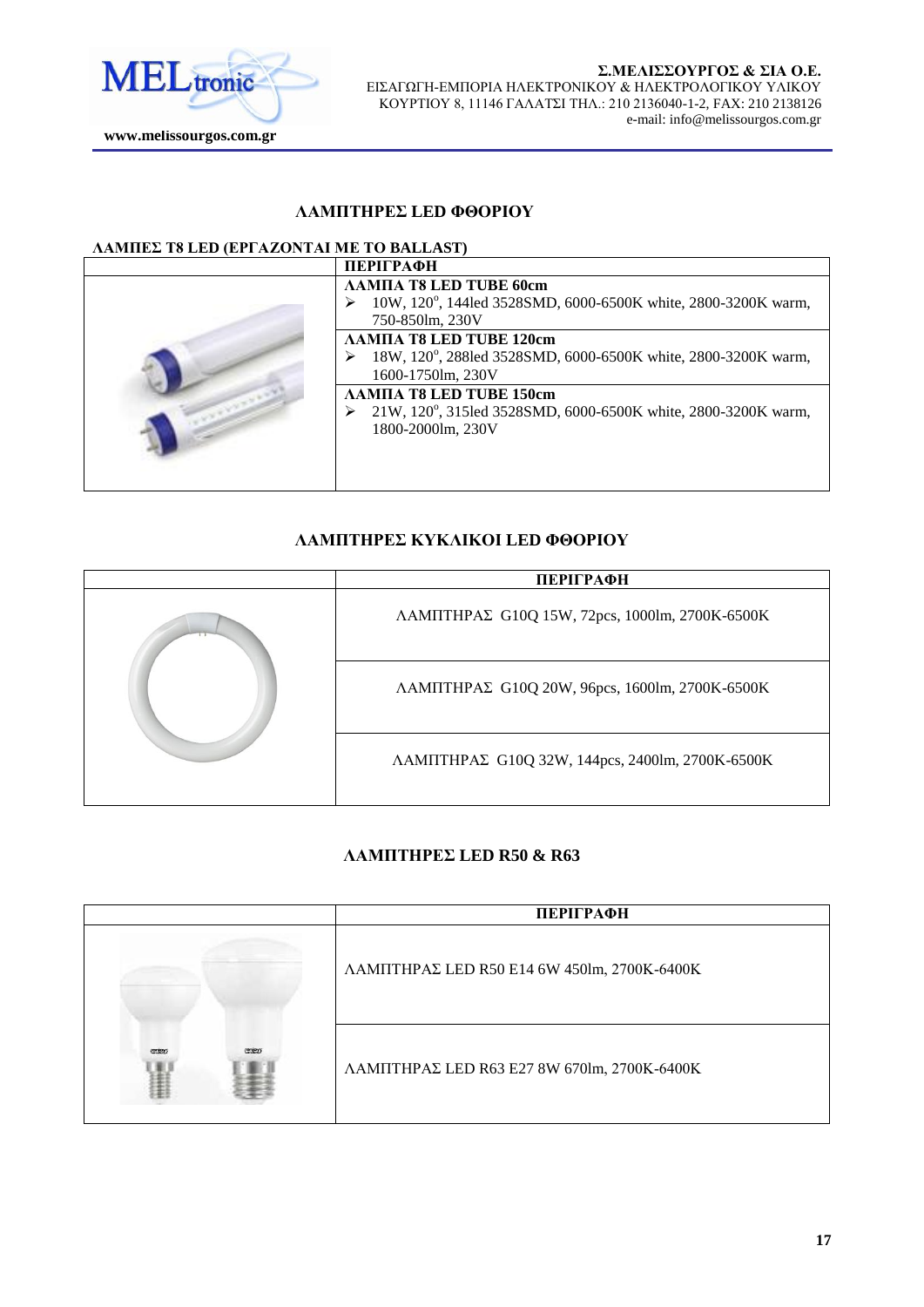## ΛΑΜΠΤΗΡΕΣ LED ΦΘΟΡΙΟΥ

**ΛΑΜΠΕΣ T8 LED (ΕΡΓΑΖΟΝΤΑΙ ΜΕ ΤΟ BALLAST)**

| | ΠΕΡΙΓΡΑΦΗ |
|---|---|
| | **ΛΑΜΠΑ T8 LED TUBE 60cm**<br>➢ 10W, 120°, 144led 3528SMD, 6000-6500K white, 2800-3200K warm, 750-850lm, 230V<br>**ΛΑΜΠΑ T8 LED TUBE 120cm**<br>➢ 18W, 120°, 288led 3528SMD, 6000-6500K white, 2800-3200K warm, 1600-1750lm, 230V<br>**ΛΑΜΠΑ T8 LED TUBE 150cm**<br>➢ 21W, 120°, 315led 3528SMD, 6000-6500K white, 2800-3200K warm, 1800-2000lm, 230V |

## ΛΑΜΠΤΗΡΕΣ ΚΥΚΛΙΚΟΙ LED ΦΘΟΡΙΟΥ

| | ΠΕΡΙΓΡΑΦΗ |
|---|---|
| | ΛΑΜΠΤΗΡΑΣ G10Q 15W, 72pcs, 1000lm, 2700K-6500K |
| | ΛΑΜΠΤΗΡΑΣ G10Q 20W, 96pcs, 1600lm, 2700K-6500K |
| | ΛΑΜΠΤΗΡΑΣ G10Q 32W, 144pcs, 2400lm, 2700K-6500K |

## ΛΑΜΠΤΗΡΕΣ LED R50 & R63

| | ΠΕΡΙΓΡΑΦΗ |
|---|---|
| | ΛΑΜΠΤΗΡΑΣ LED R50 E14 6W 450lm, 2700K-6400K |
| | ΛΑΜΠΤΗΡΑΣ LED R63 E27 8W 670lm, 2700K-6400K |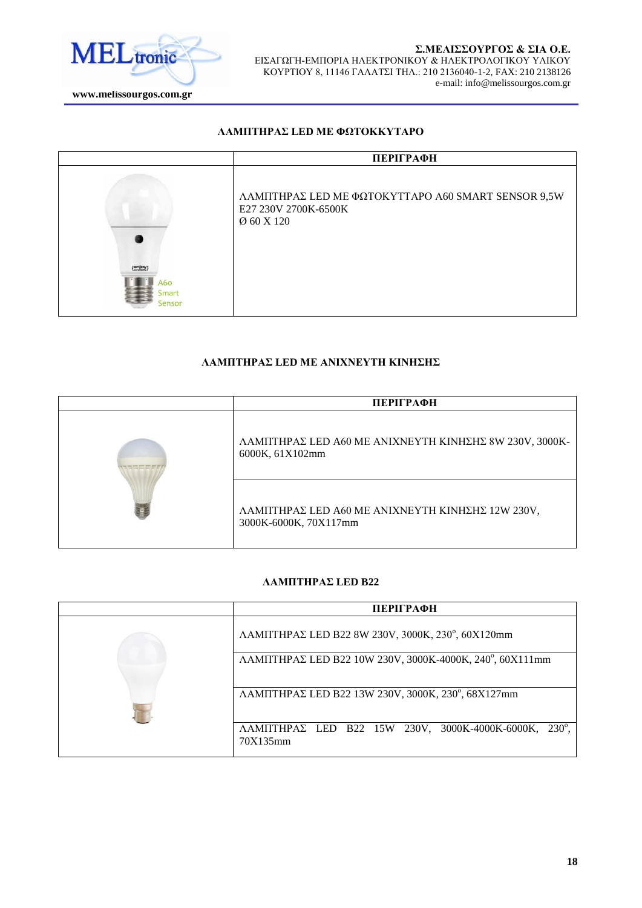## ΛΑΜΠΤΗΡΑΣ LED ΜΕ ΦΩΤΟΚΚΥΤΑΡΟ

| | ΠΕΡΙΓΡΑΦΗ |
|---|---|
| | ΛΑΜΠΤΗΡΑΣ LED ΜΕ ΦΩΤΟΚΥΤΤΑΡΟ A60 SMART SENSOR 9,5W E27 230V 2700K-6500K Ø 60 X 120 |

## ΛΑΜΠΤΗΡΑΣ LED ΜΕ ΑΝΙΧΝΕΥΤΗ ΚΙΝΗΣΗΣ

| | ΠΕΡΙΓΡΑΦΗ |
|---|---|
| | ΛΑΜΠΤΗΡΑΣ LED A60 ΜΕ ΑΝΙΧΝΕΥΤΗ ΚΙΝΗΣΗΣ 8W 230V, 3000K-6000K, 61X102mm |
| | ΛΑΜΠΤΗΡΑΣ LED A60 ΜΕ ΑΝΙΧΝΕΥΤΗ ΚΙΝΗΣΗΣ 12W 230V, 3000K-6000K, 70X117mm |

## ΛΑΜΠΤΗΡΑΣ LED B22

| | ΠΕΡΙΓΡΑΦΗ |
|---|---|
| | ΛΑΜΠΤΗΡΑΣ LED B22 8W 230V, 3000K, 230°, 60X120mm |
| | ΛΑΜΠΤΗΡΑΣ LED B22 10W 230V, 3000K-4000K, 240°, 60X111mm |
| | ΛΑΜΠΤΗΡΑΣ LED B22 13W 230V, 3000K, 230°, 68X127mm |
| | ΛΑΜΠΤΗΡΑΣ LED B22 15W 230V, 3000K-4000K-6000K, 230°, 70X135mm |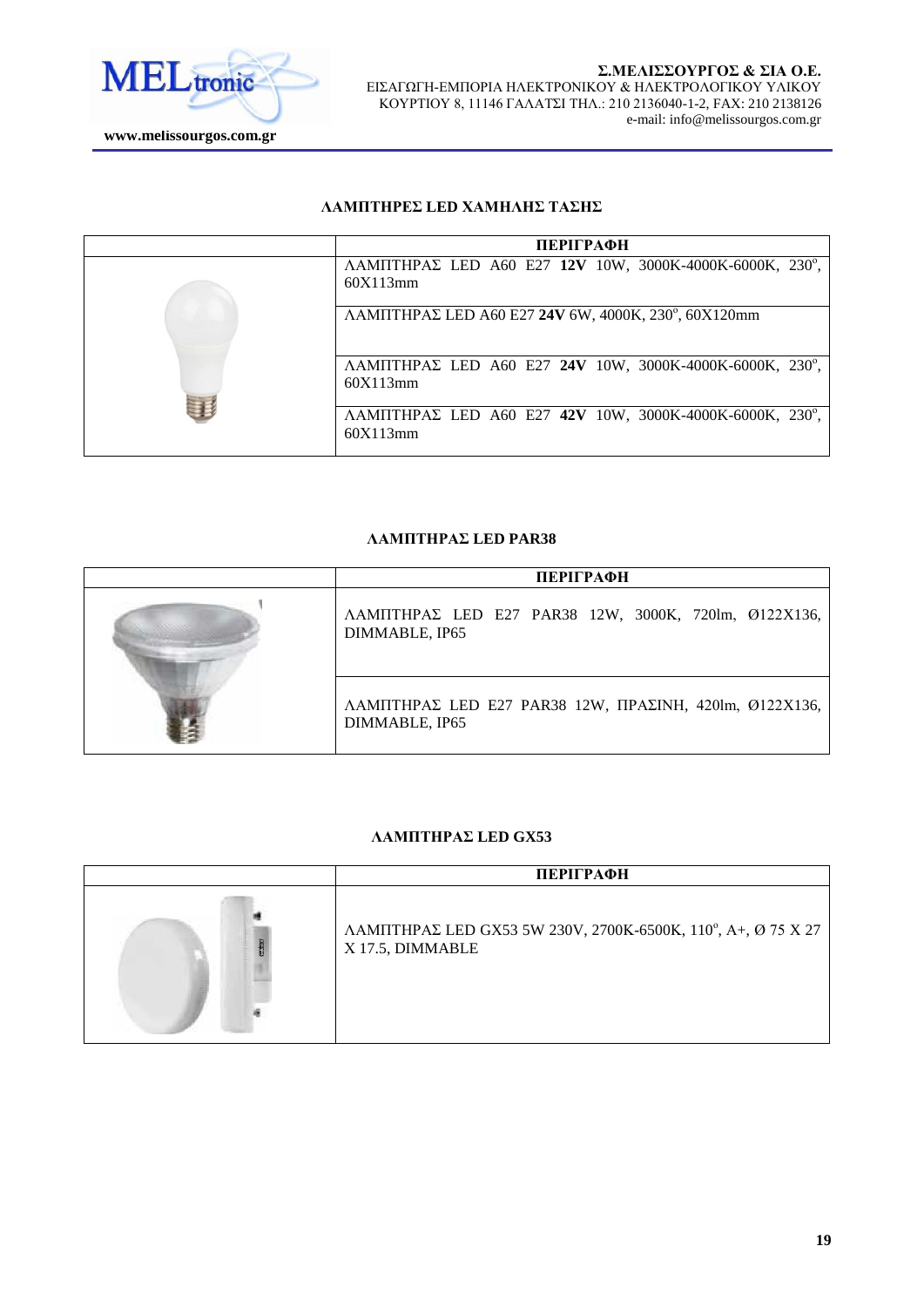## ΛΑΜΠΤΗΡΕΣ LED ΧΑΜΗΛΗΣ ΤΑΣΗΣ

| | ΠΕΡΙΓΡΑΦΗ |
|---|---|
| | ΛΑΜΠΤΗΡΑΣ LED A60 E27 **12V** 10W, 3000K-4000K-6000K, 230$^o$, 60X113mm |
| | ΛΑΜΠΤΗΡΑΣ LED A60 E27 **24V** 6W, 4000K, 230$^o$, 60X120mm |
| | ΛΑΜΠΤΗΡΑΣ LED A60 E27 **24V** 10W, 3000K-4000K-6000K, 230$^o$, 60X113mm |
| | ΛΑΜΠΤΗΡΑΣ LED A60 E27 **42V** 10W, 3000K-4000K-6000K, 230$^o$, 60X113mm |

## ΛΑΜΠΤΗΡΑΣ LED PAR38

| | ΠΕΡΙΓΡΑΦΗ |
|---|---|
| | ΛΑΜΠΤΗΡΑΣ LED E27 PAR38 12W, 3000K, 720lm, Ø122X136, DIMMABLE, IP65 |
| | ΛΑΜΠΤΗΡΑΣ LED E27 PAR38 12W, ΠΡΑΣΙΝΗ, 420lm, Ø122X136, DIMMABLE, IP65 |

## ΛΑΜΠΤΗΡΑΣ LED GX53

| | ΠΕΡΙΓΡΑΦΗ |
|---|---|
| | ΛΑΜΠΤΗΡΑΣ LED GX53 5W 230V, 2700K-6500K, 110$^o$, A+, Ø 75 X 27 X 17.5, DIMMABLE |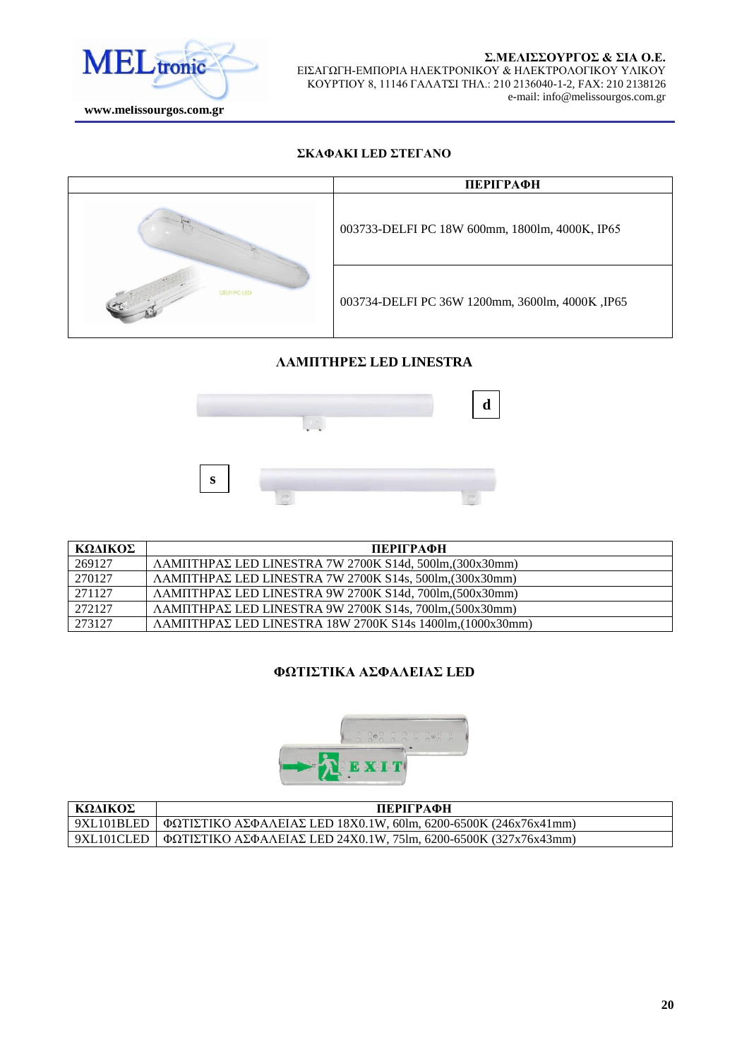## ΣΚΑΦΑΚΙ LED ΣΤΕΓΑΝΟ

| | ΠΕΡΙΓΡΑΦΗ |
|---|---|
| | 003733-DELFI PC 18W 600mm, 1800lm, 4000K, IP65 |
| | 003734-DELFI PC 36W 1200mm, 3600lm, 4000K ,IP65 |

## ΛΑΜΠΤΗΡΕΣ LED LINESTRA

d

s

| ΚΩΔΙΚΟΣ | ΠΕΡΙΓΡΑΦΗ |
|---|---|
| 269127 | ΛΑΜΠΤΗΡΑΣ LED LINESTRA 7W 2700K S14d, 500lm,(300x30mm) |
| 270127 | ΛΑΜΠΤΗΡΑΣ LED LINESTRA 7W 2700K S14s, 500lm,(300x30mm) |
| 271127 | ΛΑΜΠΤΗΡΑΣ LED LINESTRA 9W 2700K S14d, 700lm,(500x30mm) |
| 272127 | ΛΑΜΠΤΗΡΑΣ LED LINESTRA 9W 2700K S14s, 700lm,(500x30mm) |
| 273127 | ΛΑΜΠΤΗΡΑΣ LED LINESTRA 18W 2700K S14s 1400lm,(1000x30mm) |

## ΦΩΤΙΣΤΙΚΑ ΑΣΦΑΛΕΙΑΣ LED

| ΚΩΔΙΚΟΣ | ΠΕΡΙΓΡΑΦΗ |
|---|---|
| 9XL101BLED | ΦΩΤΙΣΤΙΚΟ ΑΣΦΑΛΕΙΑΣ LED 18X0.1W, 60lm, 6200-6500K (246x76x41mm) |
| 9XL101CLED | ΦΩΤΙΣΤΙΚΟ ΑΣΦΑΛΕΙΑΣ LED 24X0.1W, 75lm, 6200-6500K (327x76x43mm) |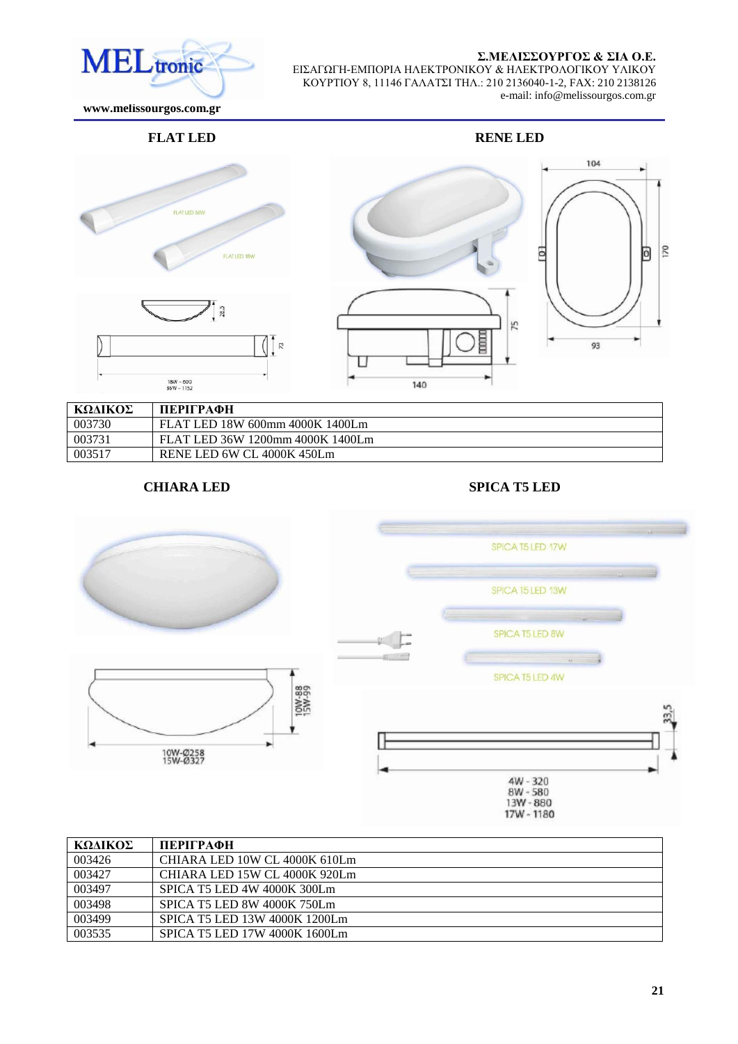## FLAT LED

## RENE LED

| ΚΩΔΙΚΟΣ | ΠΕΡΙΓΡΑΦΗ |
|---|---|
| 003730 | FLAT LED 18W 600mm 4000K 1400Lm |
| 003731 | FLAT LED 36W 1200mm 4000K 1400Lm |
| 003517 | RENE LED 6W CL 4000K 450Lm |

## CHIARA LED

## SPICA T5 LED

| ΚΩΔΙΚΟΣ | ΠΕΡΙΓΡΑΦΗ |
|---|---|
| 003426 | CHIARA LED 10W CL 4000K 610Lm |
| 003427 | CHIARA LED 15W CL 4000K 920Lm |
| 003497 | SPICA T5 LED 4W 4000K 300Lm |
| 003498 | SPICA T5 LED 8W 4000K 750Lm |
| 003499 | SPICA T5 LED 13W 4000K 1200Lm |
| 003535 | SPICA T5 LED 17W 4000K 1600Lm |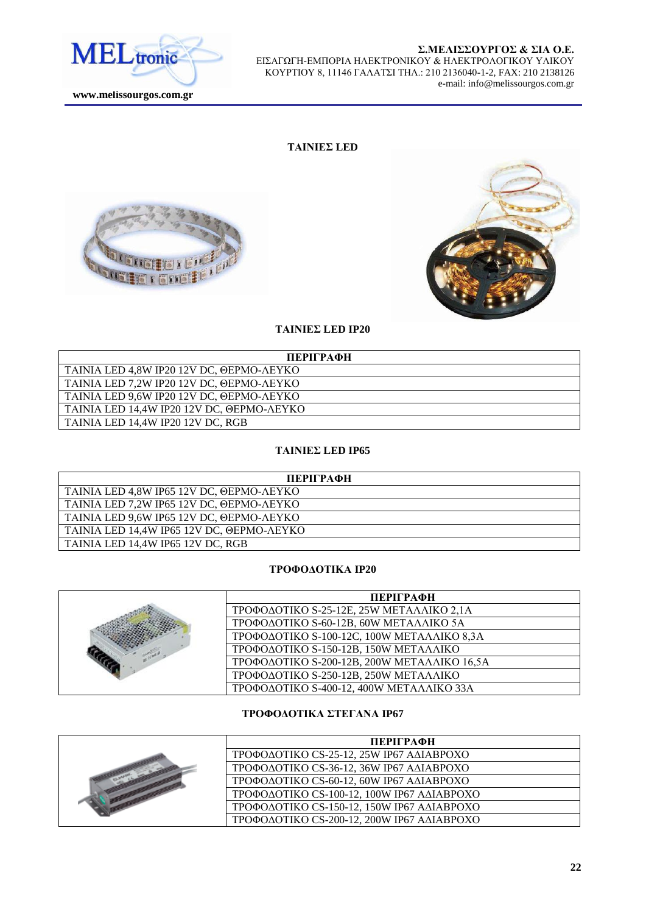## ΤΑΙΝΙΕΣ LED

### ΤΑΙΝΙΕΣ LED IP20

| ΠΕΡΙΓΡΑΦΗ |
|---|
| ΤΑΙΝΙΑ LED 4,8W IP20 12V DC, ΘΕΡΜΟ-ΛΕΥΚΟ |
| ΤΑΙΝΙΑ LED 7,2W IP20 12V DC, ΘΕΡΜΟ-ΛΕΥΚΟ |
| ΤΑΙΝΙΑ LED 9,6W IP20 12V DC, ΘΕΡΜΟ-ΛΕΥΚΟ |
| ΤΑΙΝΙΑ LED 14,4W IP20 12V DC, ΘΕΡΜΟ-ΛΕΥΚΟ |
| ΤΑΙΝΙΑ LED 14,4W IP20 12V DC, RGB |

### ΤΑΙΝΙΕΣ LED IP65

| ΠΕΡΙΓΡΑΦΗ |
|---|
| ΤΑΙΝΙΑ LED 4,8W IP65 12V DC, ΘΕΡΜΟ-ΛΕΥΚΟ |
| ΤΑΙΝΙΑ LED 7,2W IP65 12V DC, ΘΕΡΜΟ-ΛΕΥΚΟ |
| ΤΑΙΝΙΑ LED 9,6W IP65 12V DC, ΘΕΡΜΟ-ΛΕΥΚΟ |
| ΤΑΙΝΙΑ LED 14,4W IP65 12V DC, ΘΕΡΜΟ-ΛΕΥΚΟ |
| ΤΑΙΝΙΑ LED 14,4W IP65 12V DC, RGB |

### ΤΡΟΦΟΔΟΤΙΚΑ IP20

| ΠΕΡΙΓΡΑΦΗ |
|---|
| ΤΡΟΦΟΔΟΤΙΚΟ S-25-12E, 25W ΜΕΤΑΛΛΙΚΟ 2,1A |
| ΤΡΟΦΟΔΟΤΙΚΟ S-60-12B, 60W ΜΕΤΑΛΛΙΚΟ 5A |
| ΤΡΟΦΟΔΟΤΙΚΟ S-100-12C, 100W ΜΕΤΑΛΛΙΚΟ 8,3A |
| ΤΡΟΦΟΔΟΤΙΚΟ S-150-12B, 150W ΜΕΤΑΛΛΙΚΟ |
| ΤΡΟΦΟΔΟΤΙΚΟ S-200-12B, 200W ΜΕΤΑΛΛΙΚΟ 16,5A |
| ΤΡΟΦΟΔΟΤΙΚΟ S-250-12B, 250W ΜΕΤΑΛΛΙΚΟ |
| ΤΡΟΦΟΔΟΤΙΚΟ S-400-12, 400W ΜΕΤΑΛΛΙΚΟ 33A |

### ΤΡΟΦΟΔΟΤΙΚΑ ΣΤΕΓΑΝΑ IP67

| ΠΕΡΙΓΡΑΦΗ |
|---|
| ΤΡΟΦΟΔΟΤΙΚΟ CS-25-12, 25W IP67 ΑΔΙΑΒΡΟΧΟ |
| ΤΡΟΦΟΔΟΤΙΚΟ CS-36-12, 36W IP67 ΑΔΙΑΒΡΟΧΟ |
| ΤΡΟΦΟΔΟΤΙΚΟ CS-60-12, 60W IP67 ΑΔΙΑΒΡΟΧΟ |
| ΤΡΟΦΟΔΟΤΙΚΟ CS-100-12, 100W IP67 ΑΔΙΑΒΡΟΧΟ |
| ΤΡΟΦΟΔΟΤΙΚΟ CS-150-12, 150W IP67 ΑΔΙΑΒΡΟΧΟ |
| ΤΡΟΦΟΔΟΤΙΚΟ CS-200-12, 200W IP67 ΑΔΙΑΒΡΟΧΟ |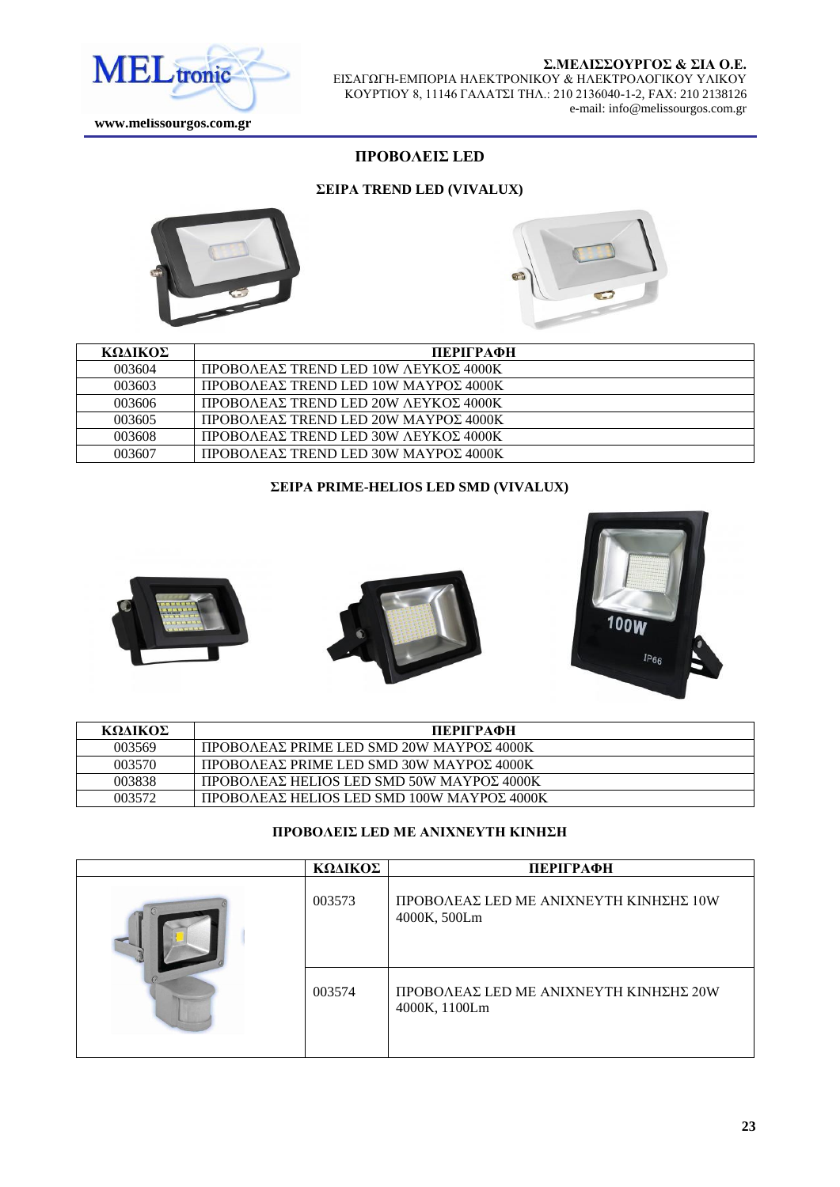## ΠΡΟΒΟΛΕΙΣ LED

### ΣΕΙΡΑ TREND LED (VIVALUX)

| ΚΩΔΙΚΟΣ | ΠΕΡΙΓΡΑΦΗ |
|---|---|
| 003604 | ΠΡΟΒΟΛΕΑΣ TREND LED 10W ΛΕΥΚΟΣ 4000K |
| 003603 | ΠΡΟΒΟΛΕΑΣ TREND LED 10W ΜΑΥΡΟΣ 4000K |
| 003606 | ΠΡΟΒΟΛΕΑΣ TREND LED 20W ΛΕΥΚΟΣ 4000K |
| 003605 | ΠΡΟΒΟΛΕΑΣ TREND LED 20W ΜΑΥΡΟΣ 4000K |
| 003608 | ΠΡΟΒΟΛΕΑΣ TREND LED 30W ΛΕΥΚΟΣ 4000K |
| 003607 | ΠΡΟΒΟΛΕΑΣ TREND LED 30W ΜΑΥΡΟΣ 4000K |

### ΣΕΙΡΑ PRIME-HELIOS LED SMD (VIVALUX)

| ΚΩΔΙΚΟΣ | ΠΕΡΙΓΡΑΦΗ |
|---|---|
| 003569 | ΠΡΟΒΟΛΕΑΣ PRIME LED SMD 20W ΜΑΥΡΟΣ 4000K |
| 003570 | ΠΡΟΒΟΛΕΑΣ PRIME LED SMD 30W ΜΑΥΡΟΣ 4000K |
| 003838 | ΠΡΟΒΟΛΕΑΣ HELIOS LED SMD 50W ΜΑΥΡΟΣ 4000K |
| 003572 | ΠΡΟΒΟΛΕΑΣ HELIOS LED SMD 100W ΜΑΥΡΟΣ 4000K |

### ΠΡΟΒΟΛΕΙΣ LED ΜΕ ΑΝΙΧΝΕΥΤΗ ΚΙΝΗΣΗ

| | ΚΩΔΙΚΟΣ | ΠΕΡΙΓΡΑΦΗ |
|---|---|---|
| | 003573 | ΠΡΟΒΟΛΕΑΣ LED ΜΕ ΑΝΙΧΝΕΥΤΗ ΚΙΝΗΣΗΣ 10W 4000K, 500Lm |
| | 003574 | ΠΡΟΒΟΛΕΑΣ LED ΜΕ ΑΝΙΧΝΕΥΤΗ ΚΙΝΗΣΗΣ 20W 4000K, 1100Lm |